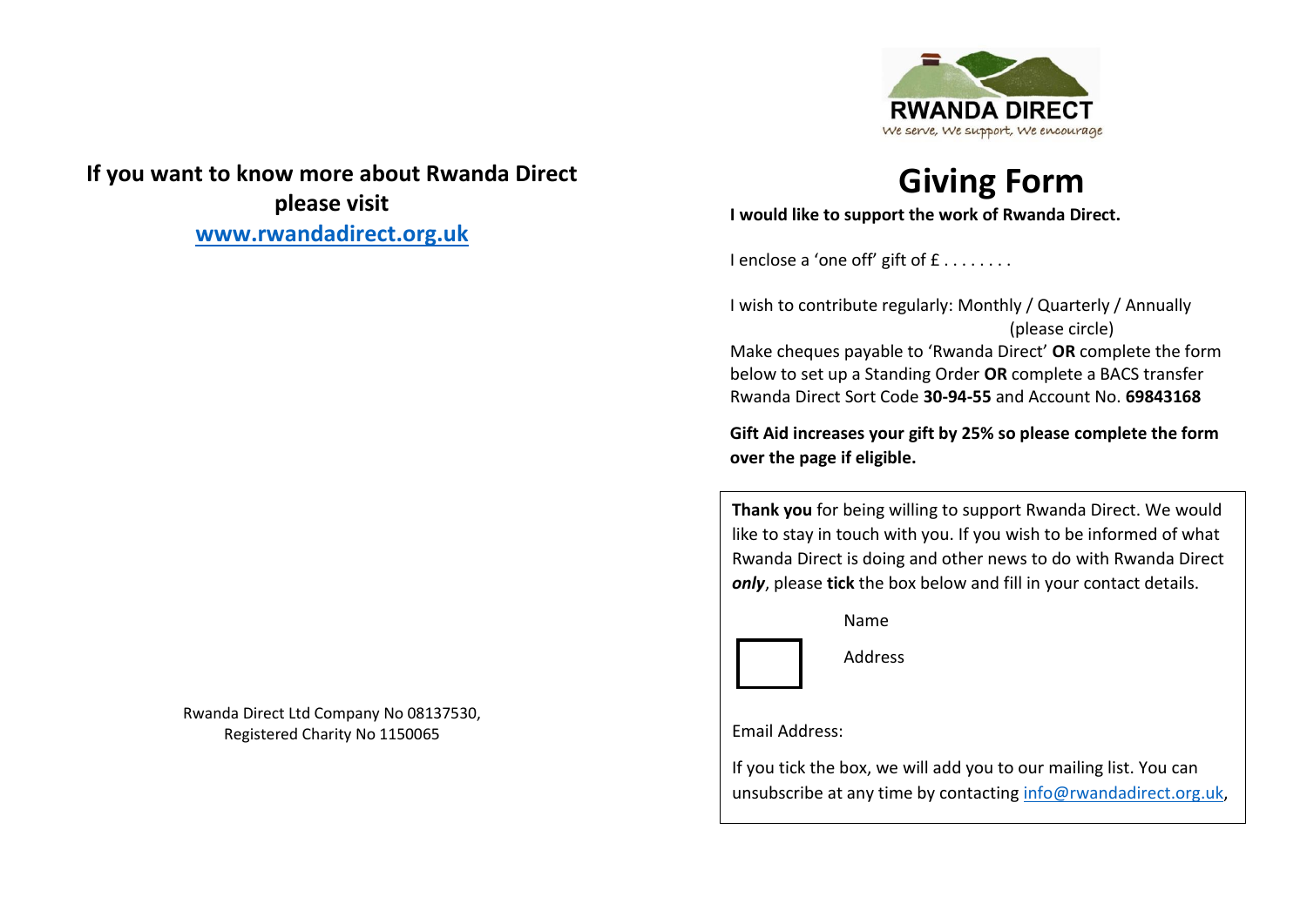**If you want to know more about Rwanda Direct please visit [www.rwandadirect.org.uk](http://www.rwandadirect.org.uk)**

Rwanda Direct Ltd Company No 08137530,
Registered Charity No 1150065

RWANDA DIRECT
We serve, We support, We encourage

# Giving Form

**I would like to support the work of Rwanda Direct.**

I enclose a 'one off' gift of £ . . . . . . . .

I wish to contribute regularly: Monthly / Quarterly / Annually
(please circle)

Make cheques payable to 'Rwanda Direct' **OR** complete the form below to set up a Standing Order **OR** complete a BACS transfer Rwanda Direct Sort Code **30-94-55** and Account No. **69843168**

**Gift Aid increases your gift by 25% so please complete the form over the page if eligible.**

**Thank you** for being willing to support Rwanda Direct. We would like to stay in touch with you. If you wish to be informed of what Rwanda Direct is doing and other news to do with Rwanda Direct ***only***, please **tick** the box below and fill in your contact details.

☐

Name

Address

Email Address:

If you tick the box, we will add you to our mailing list. You can unsubscribe at any time by contacting [info@rwandadirect.org.uk](mailto:info@rwandadirect.org.uk),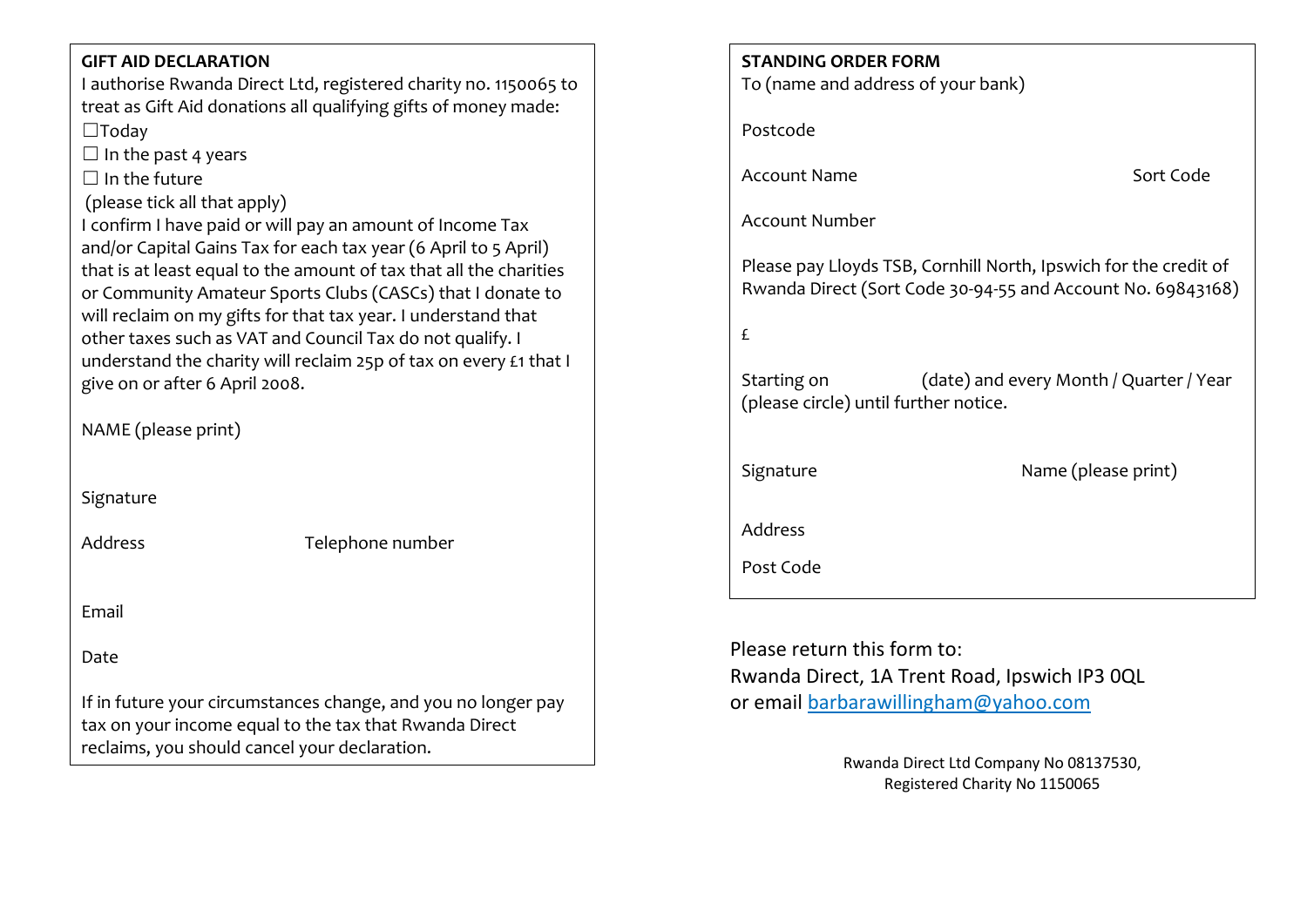**GIFT AID DECLARATION**

I authorise Rwanda Direct Ltd, registered charity no. 1150065 to treat as Gift Aid donations all qualifying gifts of money made:

☐Today

☐ In the past 4 years

☐ In the future

(please tick all that apply)

I confirm I have paid or will pay an amount of Income Tax and/or Capital Gains Tax for each tax year (6 April to 5 April) that is at least equal to the amount of tax that all the charities or Community Amateur Sports Clubs (CASCs) that I donate to will reclaim on my gifts for that tax year. I understand that other taxes such as VAT and Council Tax do not qualify. I understand the charity will reclaim 25p of tax on every £1 that I give on or after 6 April 2008.

NAME (please print)

Signature

Address Telephone number

Email

Date

If in future your circumstances change, and you no longer pay tax on your income equal to the tax that Rwanda Direct reclaims, you should cancel your declaration.

**STANDING ORDER FORM**

To (name and address of your bank)

Postcode

Account Name Sort Code

Account Number

Please pay Lloyds TSB, Cornhill North, Ipswich for the credit of Rwanda Direct (Sort Code 30-94-55 and Account No. 69843168)

£

Starting on (date) and every Month / Quarter / Year (please circle) until further notice.

Signature Name (please print)

Address

Post Code

Please return this form to:
Rwanda Direct, 1A Trent Road, Ipswich IP3 0QL
or email barbarawillingham@yahoo.com

Rwanda Direct Ltd Company No 08137530,
Registered Charity No 1150065